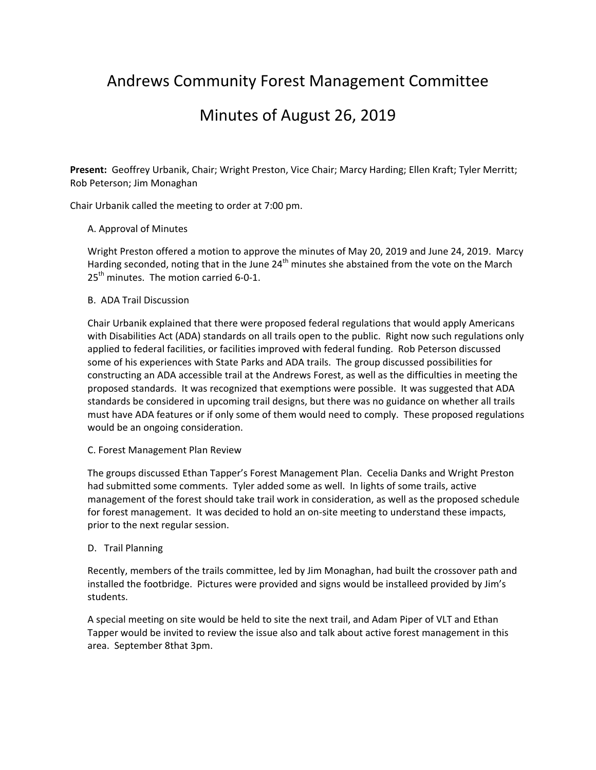# Andrews Community Forest Management Committee

# Minutes of August 26, 2019

**Present:** Geoffrey Urbanik, Chair; Wright Preston, Vice Chair; Marcy Harding; Ellen Kraft; Tyler Merritt; Rob Peterson; Jim Monaghan

Chair Urbanik called the meeting to order at 7:00 pm.

A. Approval of Minutes

Wright Preston offered a motion to approve the minutes of May 20, 2019 and June 24, 2019. Marcy Harding seconded, noting that in the June 24th minutes she abstained from the vote on the March 25th minutes. The motion carried 6-0-1.

B. ADA Trail Discussion

Chair Urbanik explained that there were proposed federal regulations that would apply Americans with Disabilities Act (ADA) standards on all trails open to the public. Right now such regulations only applied to federal facilities, or facilities improved with federal funding. Rob Peterson discussed some of his experiences with State Parks and ADA trails. The group discussed possibilities for constructing an ADA accessible trail at the Andrews Forest, as well as the difficulties in meeting the proposed standards. It was recognized that exemptions were possible. It was suggested that ADA standards be considered in upcoming trail designs, but there was no guidance on whether all trails must have ADA features or if only some of them would need to comply. These proposed regulations would be an ongoing consideration.

C. Forest Management Plan Review

The groups discussed Ethan Tapper's Forest Management Plan. Cecelia Danks and Wright Preston had submitted some comments. Tyler added some as well. In lights of some trails, active management of the forest should take trail work in consideration, as well as the proposed schedule for forest management. It was decided to hold an on-site meeting to understand these impacts, prior to the next regular session.

D. Trail Planning

Recently, members of the trails committee, led by Jim Monaghan, had built the crossover path and installed the footbridge. Pictures were provided and signs would be installeed provided by Jim's students.

A special meeting on site would be held to site the next trail, and Adam Piper of VLT and Ethan Tapper would be invited to review the issue also and talk about active forest management in this area. September 8that 3pm.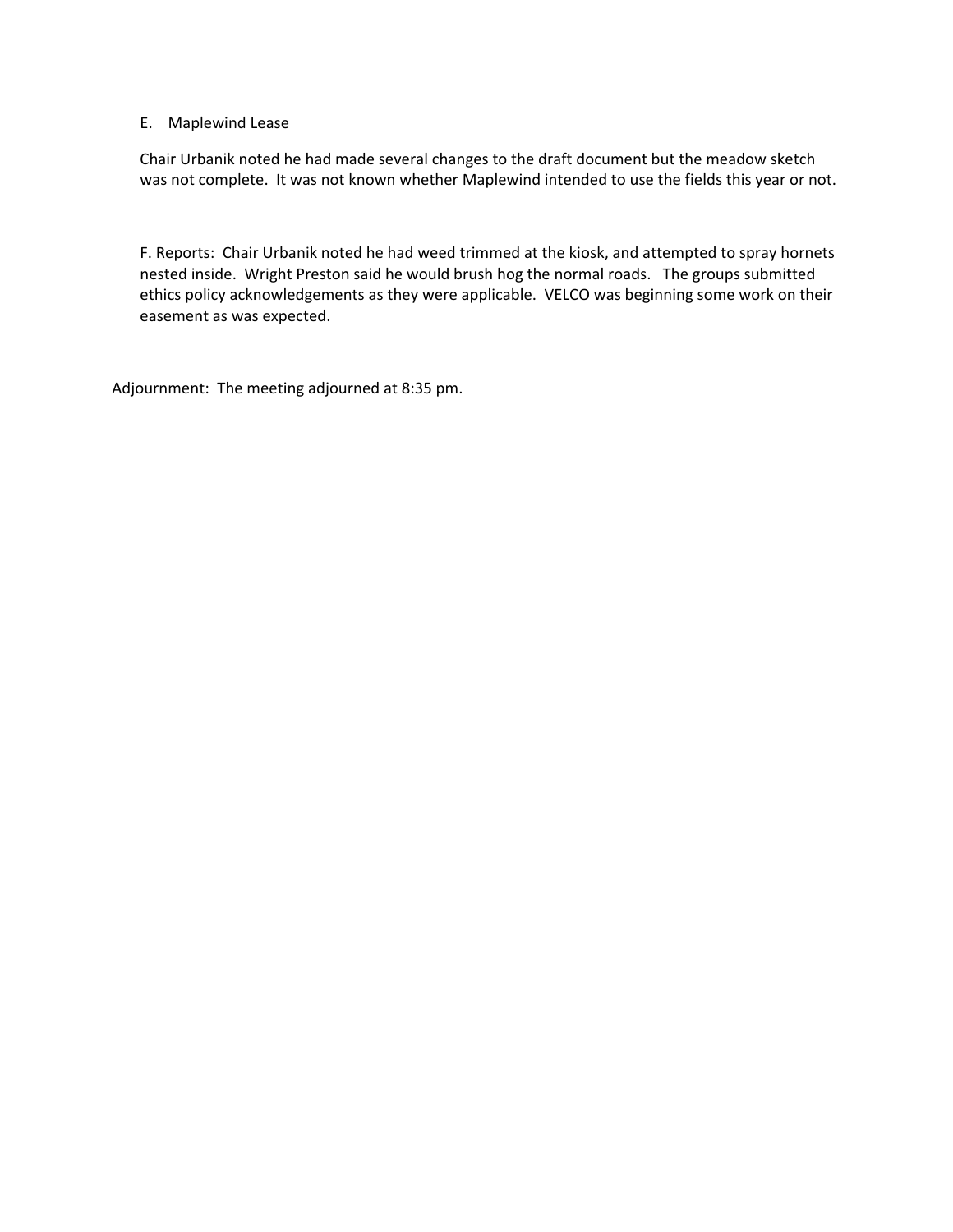E. Maplewind Lease

Chair Urbanik noted he had made several changes to the draft document but the meadow sketch was not complete. It was not known whether Maplewind intended to use the fields this year or not.

F. Reports: Chair Urbanik noted he had weed trimmed at the kiosk, and attempted to spray hornets nested inside. Wright Preston said he would brush hog the normal roads. The groups submitted ethics policy acknowledgements as they were applicable. VELCO was beginning some work on their easement as was expected.

Adjournment: The meeting adjourned at 8:35 pm.